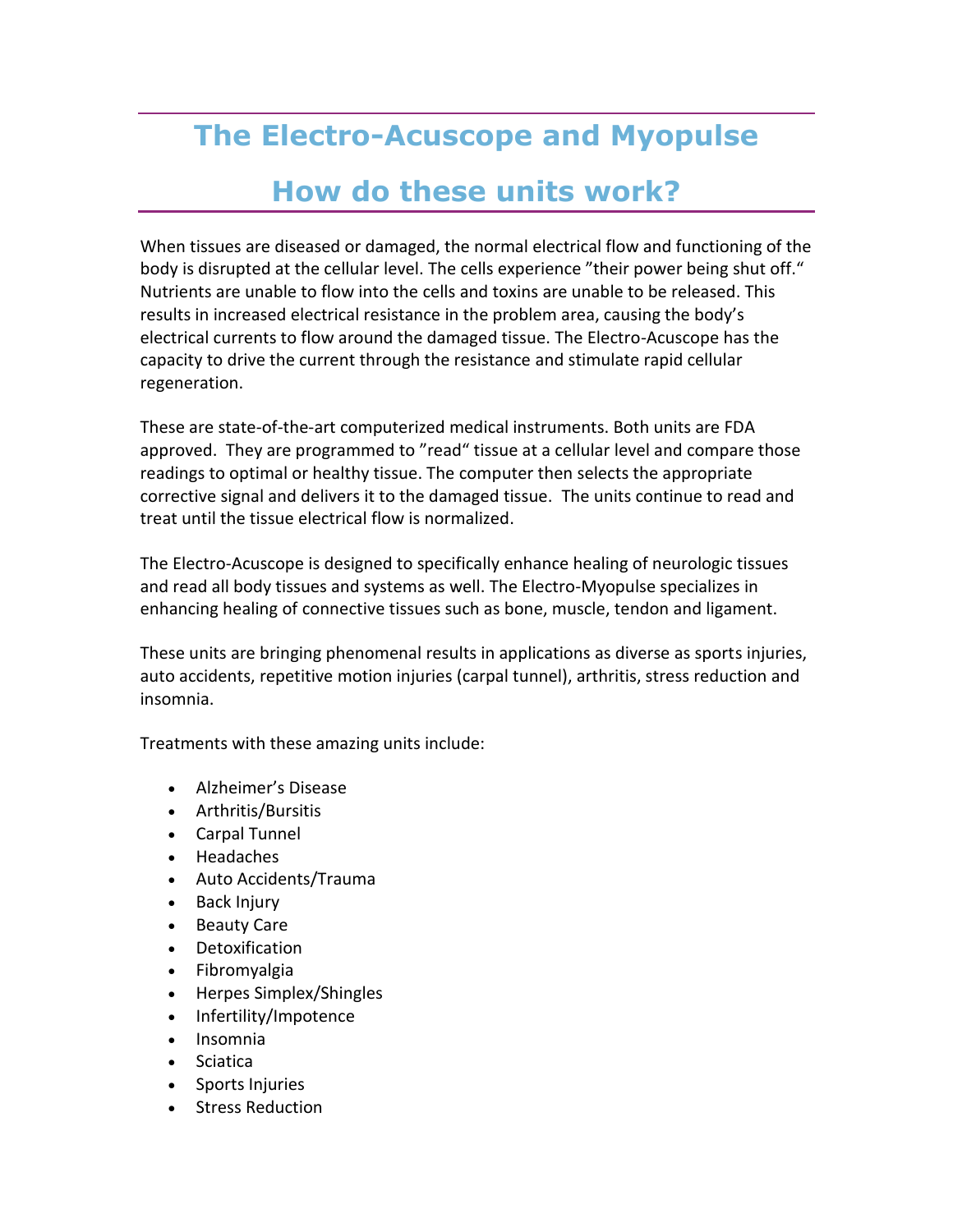# The Electro-Acuscope and Myopulse

# How do these units work?

When tissues are diseased or damaged, the normal electrical flow and functioning of the body is disrupted at the cellular level. The cells experience "their power being shut off." Nutrients are unable to flow into the cells and toxins are unable to be released. This results in increased electrical resistance in the problem area, causing the body's electrical currents to flow around the damaged tissue. The Electro-Acuscope has the capacity to drive the current through the resistance and stimulate rapid cellular regeneration.

These are state-of-the-art computerized medical instruments. Both units are FDA approved. They are programmed to "read" tissue at a cellular level and compare those readings to optimal or healthy tissue. The computer then selects the appropriate corrective signal and delivers it to the damaged tissue. The units continue to read and treat until the tissue electrical flow is normalized.

The Electro-Acuscope is designed to specifically enhance healing of neurologic tissues and read all body tissues and systems as well. The Electro-Myopulse specializes in enhancing healing of connective tissues such as bone, muscle, tendon and ligament.

These units are bringing phenomenal results in applications as diverse as sports injuries, auto accidents, repetitive motion injuries (carpal tunnel), arthritis, stress reduction and insomnia.

Treatments with these amazing units include:

- Alzheimer's Disease
- Arthritis/Bursitis
- Carpal Tunnel
- Headaches
- Auto Accidents/Trauma
- Back Injury
- Beauty Care
- Detoxification
- Fibromyalgia
- Herpes Simplex/Shingles
- Infertility/Impotence
- Insomnia
- Sciatica
- Sports Injuries
- Stress Reduction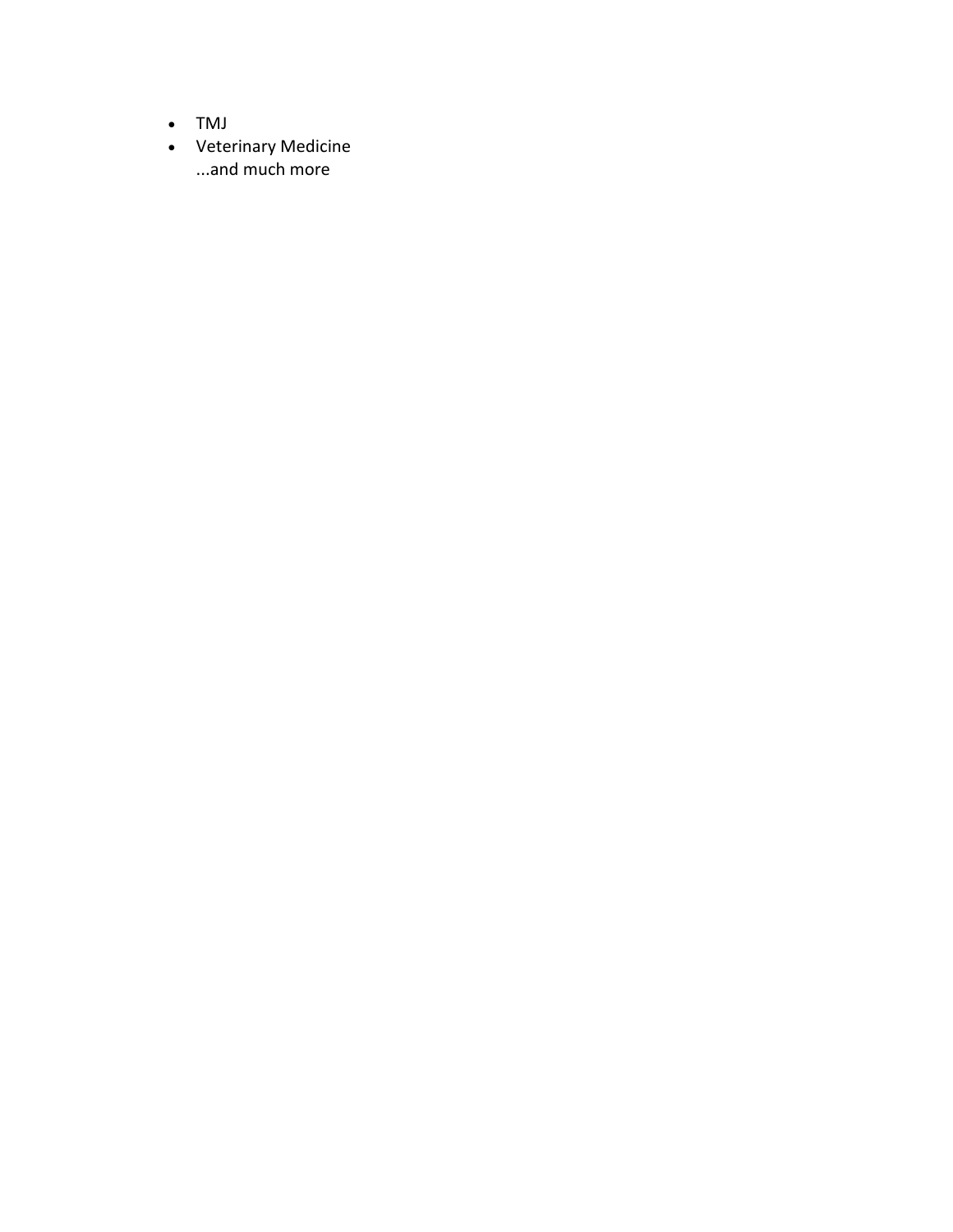- TMJ
- Veterinary Medicine

...and much more